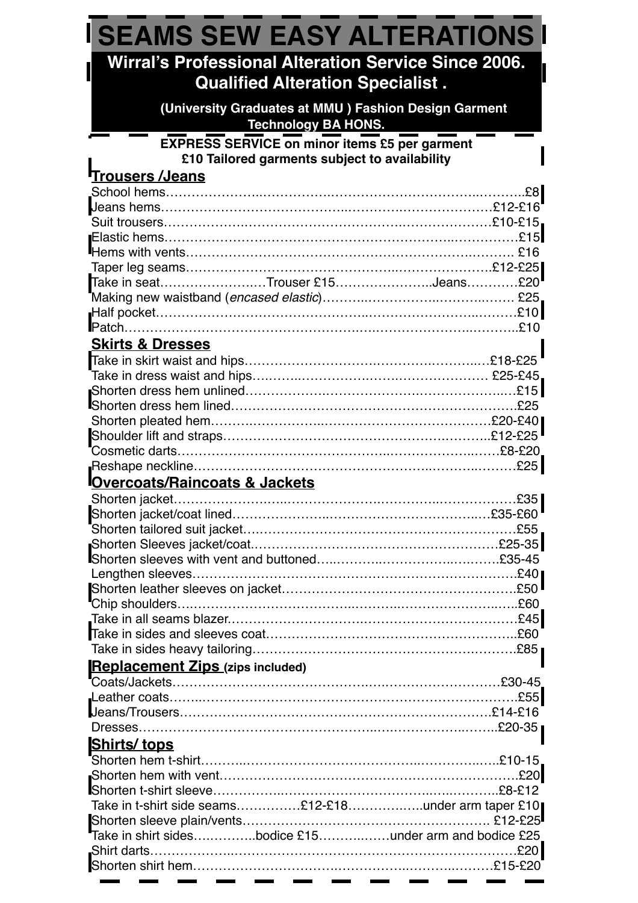# SEAMS SEW EASY ALTERATIONS

**Wirral's Professional Alteration Service Since 2006.**
**Qualified Alteration Specialist .**

**(University Graduates at MMU ) Fashion Design Garment Technology BA HONS.**

**EXPRESS SERVICE on minor items £5 per garment**
**£10 Tailored garments subject to availability**

## Trousers /Jeans

School hems……………………………………………………………………£8
Jeans hems……………………………………………………………………£12-£16
Suit trousers…………………………………………………………………£10-£15
Elastic hems…………………………………………………………………£15
Hems with vents……………………………………………………………… £16
Taper leg seams……………………………………………………………£12-£25
Take in seat……………………Trouser £15…………………..Jeans…………£20
Making new waistband (*encased elastic*)……………………………………… £25
Half pocket……………………………………………………………………£10
Patch……………………………………………………………………………£10

## Skirts & Dresses

Take in skirt waist and hips…………………………………………………£18-£25
Take in dress waist and hips……………………………………………… £25-£45
Shorten dress hem unlined……………………………………………………£15
Shorten dress hem lined………………………………………………………£25
Shorten pleated hem…………………………………………………………£20-£40
Shoulder lift and straps………………………………………………………£12-£25
Cosmetic darts…………………………………………………………………£8-£20
Reshape neckline………………………………………………………………£25

## Overcoats/Raincoats & Jackets

Shorten jacket…………………………………………………………………£35
Shorten jacket/coat lined……………………………………………………£35-£60
Shorten tailored suit jacket…………………………………………………£55
Shorten Sleeves jacket/coat…………………………………………………£25-35
Shorten sleeves with vent and buttoned……………………………………£35-45
Lengthen sleeves………………………………………………………………£40
Shorten leather sleeves on jacket……………………………………………£50
Chip shoulders…………………………………………………………………£60
Take in all seams blazer………………………………………………………£45
Take in sides and sleeves coat………………………………………………£60
Take in sides heavy tailoring…………………………………………………£85

## Replacement Zips (zips included)

Coats/Jackets…………………………………………………………………£30-45
Leather coats…………………………………………………………………£55
Jeans/Trousers………………………………………………………………£14-£16
Dresses………………………………………………………………………£20-35

## Shirts/ tops

Shorten hem t-shirt……………………………………………………………£10-15
Shorten hem with vent…………………………………………………………£20
Shorten t-shirt sleeve…………………………………………………………£8-£12
Take in t-shirt side seams……………£12-£18……………..under arm taper £10
Shorten sleeve plain/vents…………………………………………………… £12-£25
Take in shirt sides…………..bodice £15……………under arm and bodice £25
Shirt darts………………………………………………………………………£20
Shorten shirt hem………………………………………………………………£15-£20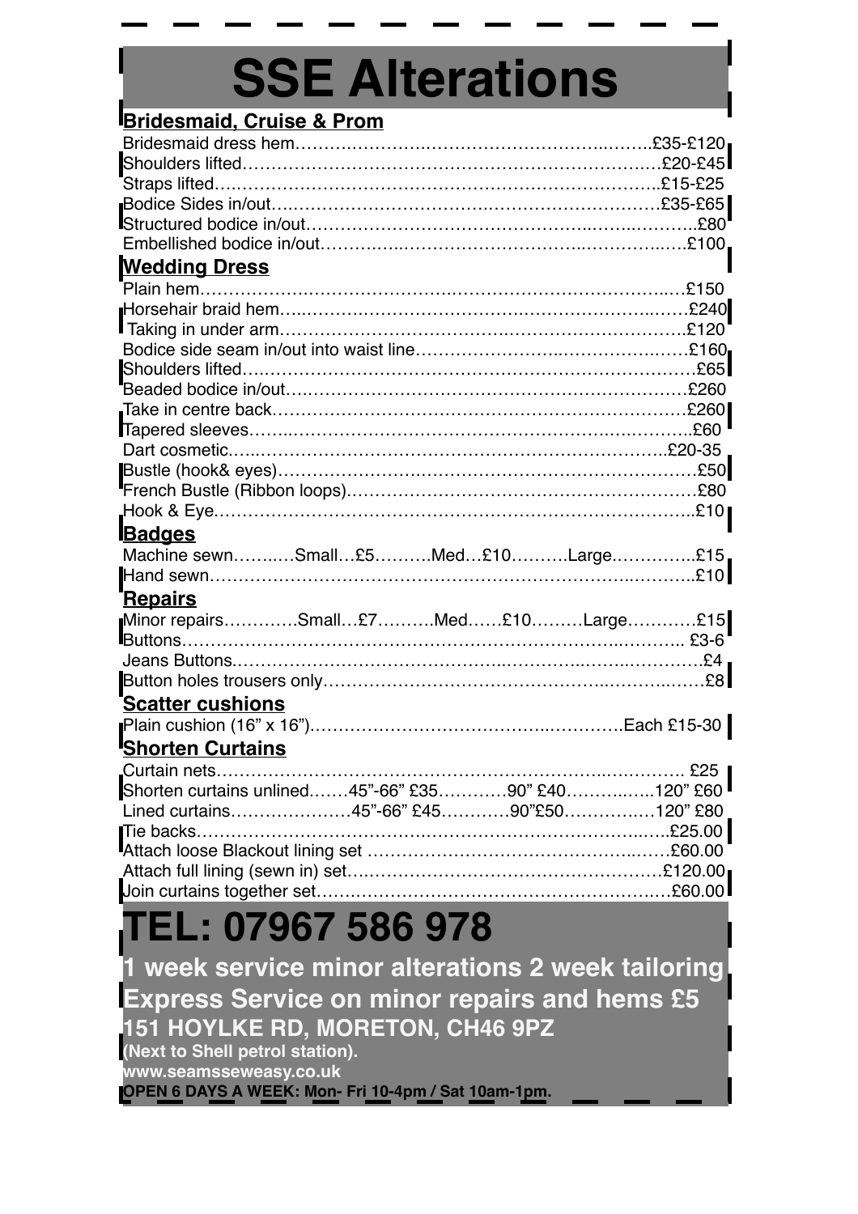# SSE Alterations

## Bridesmaid, Cruise & Prom

Bridesmaid dress hem……………………………………………………£35-£120
Shoulders lifted……………………………………………………………£20-£45
Straps lifted…………………………………………………………………£15-£25
Bodice Sides in/out…………………………………………………………£35-£65
Structured bodice in/out………………………………………………………£80
Embellished bodice in/out……………………………………………………£100

## Wedding Dress

Plain hem……………………………………………………………………£150
Horsehair braid hem…………………………………………………………£240
Taking in under arm…………………………………………………………£120
Bodice side seam in/out into waist line……………………………………£160
Shoulders lifted…………………………………………………………………£65
Beaded bodice in/out…………………………………………………………£260
Take in centre back……………………………………………………………£260
Tapered sleeves…………………………………………………………………£60
Dart cosmetic………………………………………………………………£20-35
Bustle (hook& eyes)……………………………………………………………£50
French Bustle (Ribbon loops)…………………………………………………£80
Hook & Eye………………………………………………………………………£10

## Badges

Machine sewn………Small…£5……….Med…£10……….Large…………..£15
Hand sewn………………………………………………………………………£10

## Repairs

Minor repairs…………Small…£7……….Med……£10………Large…………£15
Buttons……………………………………………………………………… £3-6
Jeans Buttons……………………………………………………………………£4
Button holes trousers only………………………………………………………£8

## Scatter cushions

Plain cushion (16" x 16")………………………………………………Each £15-30

## Shorten Curtains

Curtain nets……………………………………………………………………… £25
Shorten curtains unlined……45"-66" £35…………90" £40…………..120" £60
Lined curtains…………………45"-66" £45…………90"£50…………..120" £80
Tie backs……………………………………………………………………£25.00
Attach loose Blackout lining set ……………………………………………£60.00
Attach full lining (sewn in) set……………………………………………£120.00
Join curtains together set……………………………………………………£60.00

# TEL: 07967 586 978

**1 week service minor alterations 2 week tailoring**

**Express Service on minor repairs and hems £5**

**151 HOYLKE RD, MORETON, CH46 9PZ**

**(Next to Shell petrol station).**

**www.seamsseweasy.co.uk**

**OPEN 6 DAYS A WEEK: Mon- Fri 10-4pm / Sat 10am-1pm.**